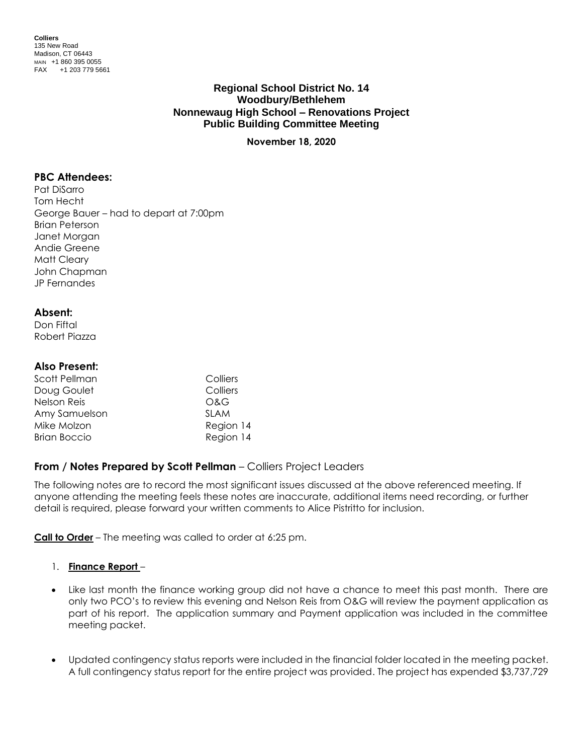**Colliers**
135 New Road
Madison, CT 06443
MAIN +1 860 395 0055
FAX +1 203 779 5661

# Regional School District No. 14
## Woodbury/Bethlehem
## Nonnewaug High School – Renovations Project
## Public Building Committee Meeting

**November 18, 2020**

### PBC Attendees:

Pat DiSarro
Tom Hecht
George Bauer – had to depart at 7:00pm
Brian Peterson
Janet Morgan
Andie Greene
Matt Cleary
John Chapman
JP Fernandes

### Absent:

Don Fiftal
Robert Piazza

### Also Present:

| | |
|---|---|
| Scott Pellman | Colliers |
| Doug Goulet | Colliers |
| Nelson Reis | O&G |
| Amy Samuelson | SLAM |
| Mike Molzon | Region 14 |
| Brian Boccio | Region 14 |

### From / Notes Prepared by Scott Pellman – Colliers Project Leaders

The following notes are to record the most significant issues discussed at the above referenced meeting. If anyone attending the meeting feels these notes are inaccurate, additional items need recording, or further detail is required, please forward your written comments to Alice Pistritto for inclusion.

**Call to Order** – The meeting was called to order at 6:25 pm.

1. **Finance Report** –

- Like last month the finance working group did not have a chance to meet this past month. There are only two PCO's to review this evening and Nelson Reis from O&G will review the payment application as part of his report. The application summary and Payment application was included in the committee meeting packet.

- Updated contingency status reports were included in the financial folder located in the meeting packet. A full contingency status report for the entire project was provided. The project has expended $3,737,729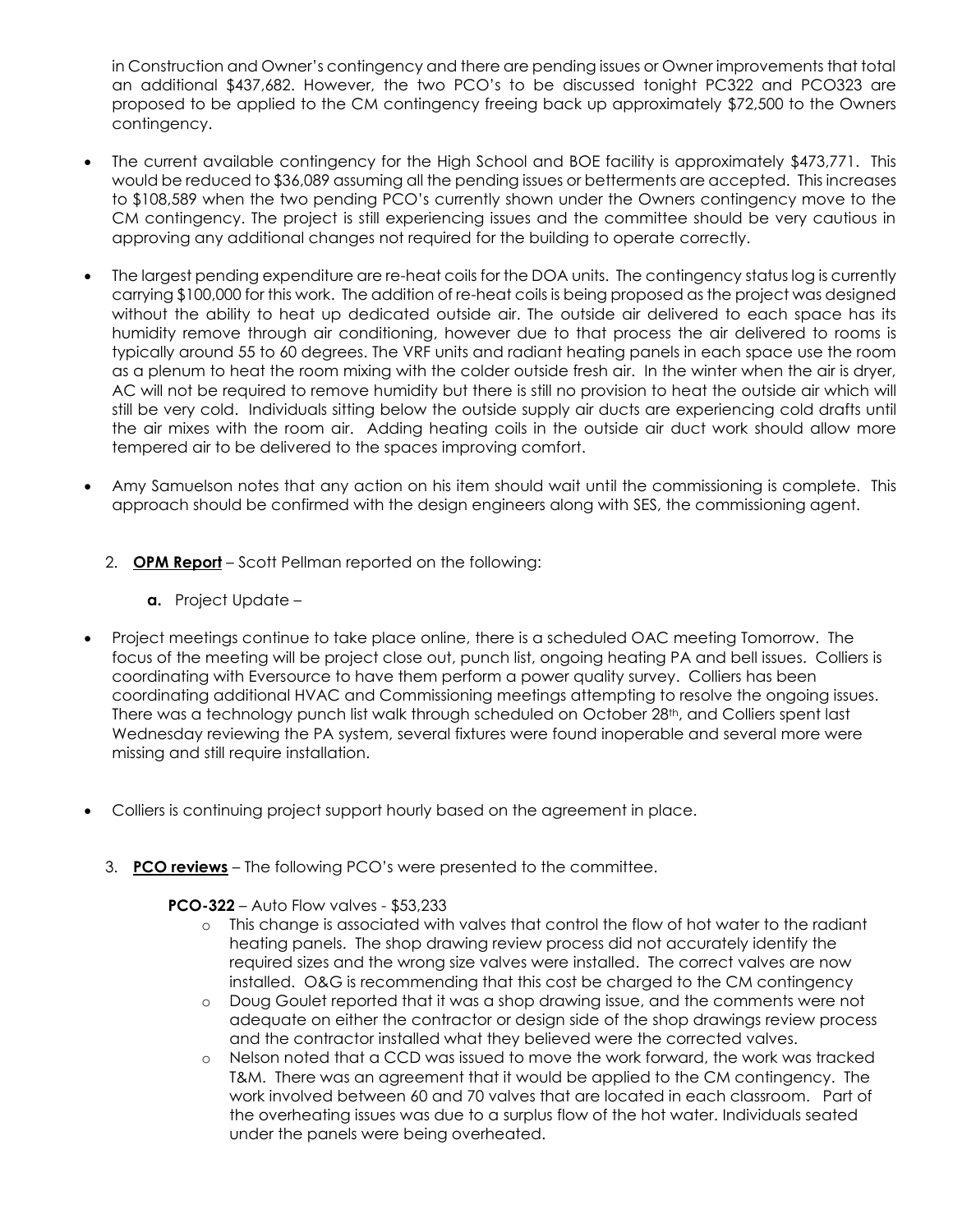in Construction and Owner's contingency and there are pending issues or Owner improvements that total an additional $437,682. However, the two PCO's to be discussed tonight PC322 and PCO323 are proposed to be applied to the CM contingency freeing back up approximately $72,500 to the Owners contingency.

- The current available contingency for the High School and BOE facility is approximately $473,771. This would be reduced to $36,089 assuming all the pending issues or betterments are accepted. This increases to $108,589 when the two pending PCO's currently shown under the Owners contingency move to the CM contingency. The project is still experiencing issues and the committee should be very cautious in approving any additional changes not required for the building to operate correctly.
- The largest pending expenditure are re-heat coils for the DOA units. The contingency status log is currently carrying $100,000 for this work. The addition of re-heat coils is being proposed as the project was designed without the ability to heat up dedicated outside air. The outside air delivered to each space has its humidity remove through air conditioning, however due to that process the air delivered to rooms is typically around 55 to 60 degrees. The VRF units and radiant heating panels in each space use the room as a plenum to heat the room mixing with the colder outside fresh air. In the winter when the air is dryer, AC will not be required to remove humidity but there is still no provision to heat the outside air which will still be very cold. Individuals sitting below the outside supply air ducts are experiencing cold drafts until the air mixes with the room air. Adding heating coils in the outside air duct work should allow more tempered air to be delivered to the spaces improving comfort.
- Amy Samuelson notes that any action on his item should wait until the commissioning is complete. This approach should be confirmed with the design engineers along with SES, the commissioning agent.

2. **OPM Report** – Scott Pellman reported on the following:

   **a.** Project Update –

- Project meetings continue to take place online, there is a scheduled OAC meeting Tomorrow. The focus of the meeting will be project close out, punch list, ongoing heating PA and bell issues. Colliers is coordinating with Eversource to have them perform a power quality survey. Colliers has been coordinating additional HVAC and Commissioning meetings attempting to resolve the ongoing issues. There was a technology punch list walk through scheduled on October 28th, and Colliers spent last Wednesday reviewing the PA system, several fixtures were found inoperable and several more were missing and still require installation.
- Colliers is continuing project support hourly based on the agreement in place.

3. **PCO reviews** – The following PCO's were presented to the committee.

   **PCO-322** – Auto Flow valves - $53,233

   - This change is associated with valves that control the flow of hot water to the radiant heating panels. The shop drawing review process did not accurately identify the required sizes and the wrong size valves were installed. The correct valves are now installed. O&G is recommending that this cost be charged to the CM contingency
   - Doug Goulet reported that it was a shop drawing issue, and the comments were not adequate on either the contractor or design side of the shop drawings review process and the contractor installed what they believed were the corrected valves.
   - Nelson noted that a CCD was issued to move the work forward, the work was tracked T&M. There was an agreement that it would be applied to the CM contingency. The work involved between 60 and 70 valves that are located in each classroom. Part of the overheating issues was due to a surplus flow of the hot water. Individuals seated under the panels were being overheated.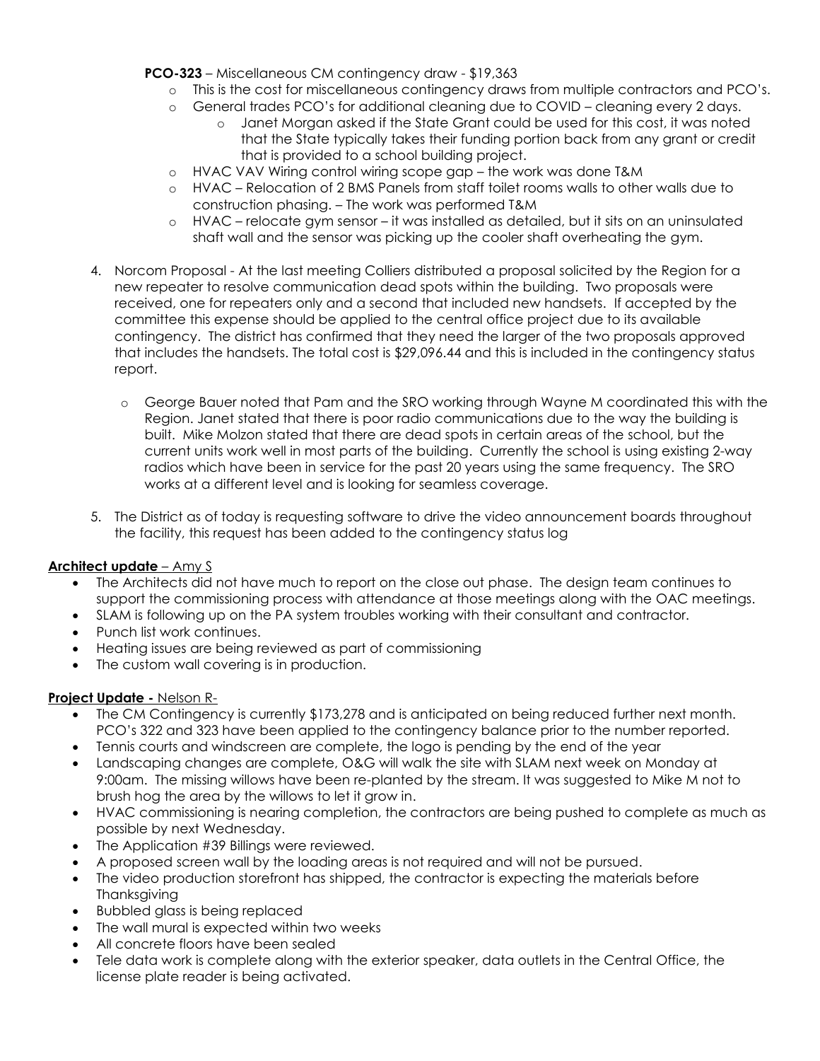**PCO-323** – Miscellaneous CM contingency draw - $19,363

- This is the cost for miscellaneous contingency draws from multiple contractors and PCO's.
- General trades PCO's for additional cleaning due to COVID – cleaning every 2 days.
  - Janet Morgan asked if the State Grant could be used for this cost, it was noted that the State typically takes their funding portion back from any grant or credit that is provided to a school building project.
- HVAC VAV Wiring control wiring scope gap – the work was done T&M
- HVAC – Relocation of 2 BMS Panels from staff toilet rooms walls to other walls due to construction phasing. – The work was performed T&M
- HVAC – relocate gym sensor – it was installed as detailed, but it sits on an uninsulated shaft wall and the sensor was picking up the cooler shaft overheating the gym.

4. Norcom Proposal - At the last meeting Colliers distributed a proposal solicited by the Region for a new repeater to resolve communication dead spots within the building. Two proposals were received, one for repeaters only and a second that included new handsets. If accepted by the committee this expense should be applied to the central office project due to its available contingency. The district has confirmed that they need the larger of the two proposals approved that includes the handsets. The total cost is $29,096.44 and this is included in the contingency status report.

   - George Bauer noted that Pam and the SRO working through Wayne M coordinated this with the Region. Janet stated that there is poor radio communications due to the way the building is built. Mike Molzon stated that there are dead spots in certain areas of the school, but the current units work well in most parts of the building. Currently the school is using existing 2-way radios which have been in service for the past 20 years using the same frequency. The SRO works at a different level and is looking for seamless coverage.

5. The District as of today is requesting software to drive the video announcement boards throughout the facility, this request has been added to the contingency status log

**Architect update** – Amy S

- The Architects did not have much to report on the close out phase. The design team continues to support the commissioning process with attendance at those meetings along with the OAC meetings.
- SLAM is following up on the PA system troubles working with their consultant and contractor.
- Punch list work continues.
- Heating issues are being reviewed as part of commissioning
- The custom wall covering is in production.

**Project Update -** Nelson R-

- The CM Contingency is currently $173,278 and is anticipated on being reduced further next month. PCO's 322 and 323 have been applied to the contingency balance prior to the number reported.
- Tennis courts and windscreen are complete, the logo is pending by the end of the year
- Landscaping changes are complete, O&G will walk the site with SLAM next week on Monday at 9:00am. The missing willows have been re-planted by the stream. It was suggested to Mike M not to brush hog the area by the willows to let it grow in.
- HVAC commissioning is nearing completion, the contractors are being pushed to complete as much as possible by next Wednesday.
- The Application #39 Billings were reviewed.
- A proposed screen wall by the loading areas is not required and will not be pursued.
- The video production storefront has shipped, the contractor is expecting the materials before Thanksgiving
- Bubbled glass is being replaced
- The wall mural is expected within two weeks
- All concrete floors have been sealed
- Tele data work is complete along with the exterior speaker, data outlets in the Central Office, the license plate reader is being activated.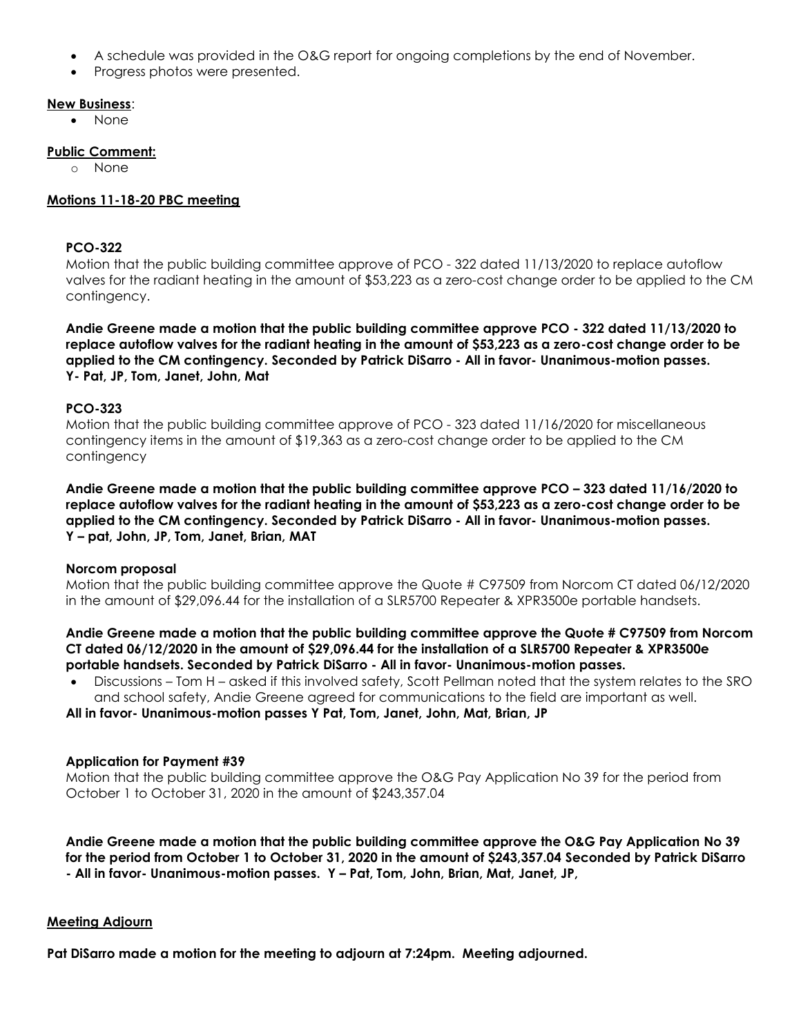- A schedule was provided in the O&G report for ongoing completions by the end of November.
- Progress photos were presented.

**New Business**:

- None

**Public Comment:**

- None

**Motions 11-18-20 PBC meeting**

**PCO-322**

Motion that the public building committee approve of PCO - 322 dated 11/13/2020 to replace autoflow valves for the radiant heating in the amount of $53,223 as a zero-cost change order to be applied to the CM contingency.

**Andie Greene made a motion that the public building committee approve PCO - 322 dated 11/13/2020 to replace autoflow valves for the radiant heating in the amount of $53,223 as a zero-cost change order to be applied to the CM contingency. Seconded by Patrick DiSarro - All in favor- Unanimous-motion passes. Y- Pat, JP, Tom, Janet, John, Mat**

**PCO-323**

Motion that the public building committee approve of PCO - 323 dated 11/16/2020 for miscellaneous contingency items in the amount of $19,363 as a zero-cost change order to be applied to the CM contingency

**Andie Greene made a motion that the public building committee approve PCO – 323 dated 11/16/2020 to replace autoflow valves for the radiant heating in the amount of $53,223 as a zero-cost change order to be applied to the CM contingency. Seconded by Patrick DiSarro - All in favor- Unanimous-motion passes. Y – pat, John, JP, Tom, Janet, Brian, MAT**

**Norcom proposal**

Motion that the public building committee approve the Quote # C97509 from Norcom CT dated 06/12/2020 in the amount of $29,096.44 for the installation of a SLR5700 Repeater & XPR3500e portable handsets.

**Andie Greene made a motion that the public building committee approve the Quote # C97509 from Norcom CT dated 06/12/2020 in the amount of $29,096.44 for the installation of a SLR5700 Repeater & XPR3500e portable handsets. Seconded by Patrick DiSarro - All in favor- Unanimous-motion passes.**

- Discussions – Tom H – asked if this involved safety, Scott Pellman noted that the system relates to the SRO and school safety, Andie Greene agreed for communications to the field are important as well.

**All in favor- Unanimous-motion passes Y Pat, Tom, Janet, John, Mat, Brian, JP**

**Application for Payment #39**

Motion that the public building committee approve the O&G Pay Application No 39 for the period from October 1 to October 31, 2020 in the amount of $243,357.04

**Andie Greene made a motion that the public building committee approve the O&G Pay Application No 39 for the period from October 1 to October 31, 2020 in the amount of $243,357.04 Seconded by Patrick DiSarro - All in favor- Unanimous-motion passes. Y – Pat, Tom, John, Brian, Mat, Janet, JP,**

**Meeting Adjourn**

**Pat DiSarro made a motion for the meeting to adjourn at 7:24pm. Meeting adjourned.**